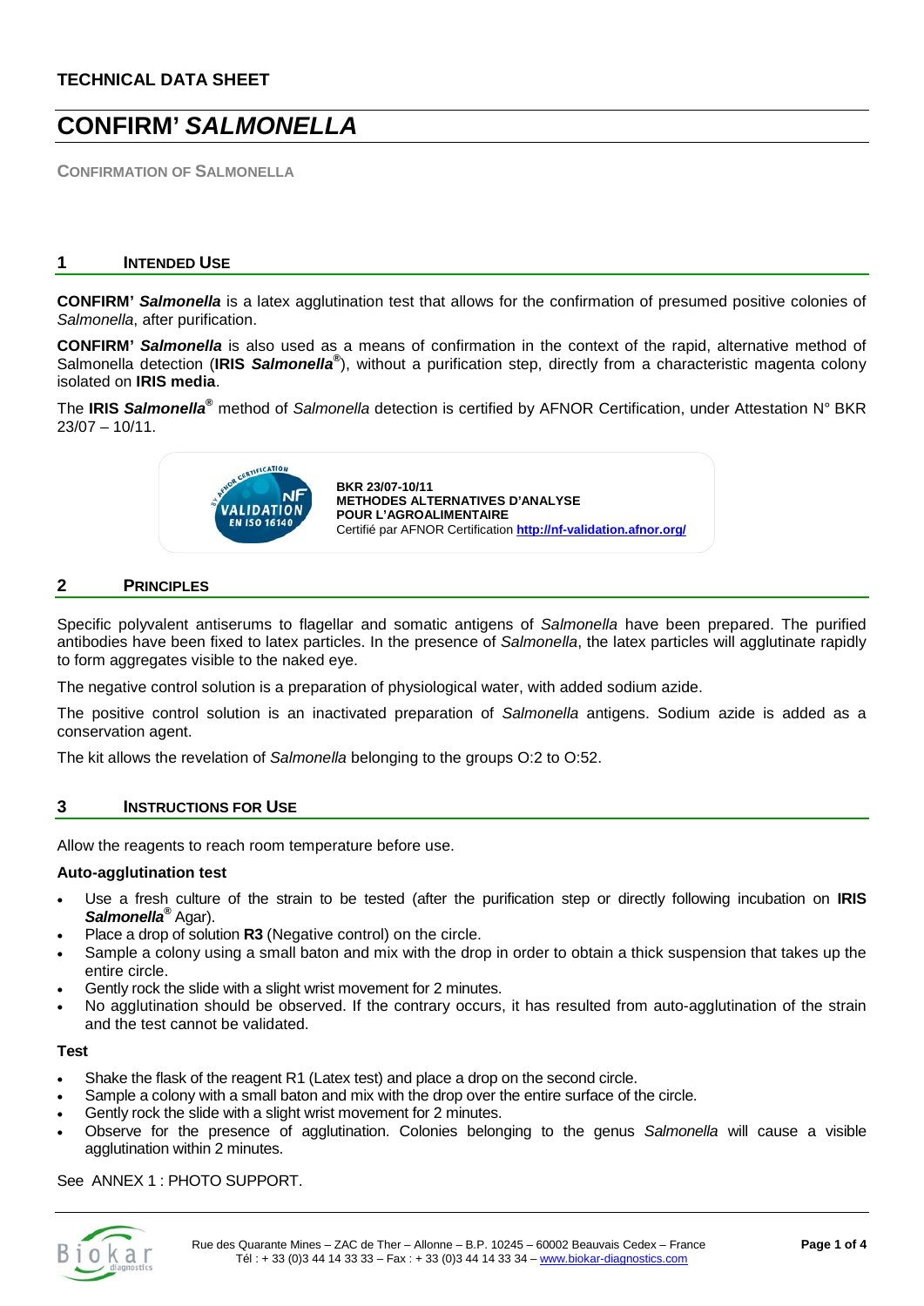**TECHNICAL DATA SHEET**

# CONFIRM' *SALMONELLA*

**CONFIRMATION OF SALMONELLA**

## 1 INTENDED USE

**CONFIRM' *Salmonella*** is a latex agglutination test that allows for the confirmation of presumed positive colonies of *Salmonella*, after purification.

**CONFIRM' *Salmonella*** is also used as a means of confirmation in the context of the rapid, alternative method of Salmonella detection (**IRIS *Salmonella*®**), without a purification step, directly from a characteristic magenta colony isolated on **IRIS media**.

The **IRIS *Salmonella*®** method of *Salmonella* detection is certified by AFNOR Certification, under Attestation N° BKR 23/07 – 10/11.

**BKR 23/07-10/11**
**METHODES ALTERNATIVES D'ANALYSE POUR L'AGROALIMENTAIRE**
Certifié par AFNOR Certification **http://nf-validation.afnor.org/**

## 2 PRINCIPLES

Specific polyvalent antiserums to flagellar and somatic antigens of *Salmonella* have been prepared. The purified antibodies have been fixed to latex particles. In the presence of *Salmonella*, the latex particles will agglutinate rapidly to form aggregates visible to the naked eye.

The negative control solution is a preparation of physiological water, with added sodium azide.

The positive control solution is an inactivated preparation of *Salmonella* antigens. Sodium azide is added as a conservation agent.

The kit allows the revelation of *Salmonella* belonging to the groups O:2 to O:52.

## 3 INSTRUCTIONS FOR USE

Allow the reagents to reach room temperature before use.

**Auto-agglutination test**

- Use a fresh culture of the strain to be tested (after the purification step or directly following incubation on **IRIS *Salmonella*®** Agar).
- Place a drop of solution **R3** (Negative control) on the circle.
- Sample a colony using a small baton and mix with the drop in order to obtain a thick suspension that takes up the entire circle.
- Gently rock the slide with a slight wrist movement for 2 minutes.
- No agglutination should be observed. If the contrary occurs, it has resulted from auto-agglutination of the strain and the test cannot be validated.

**Test**

- Shake the flask of the reagent R1 (Latex test) and place a drop on the second circle.
- Sample a colony with a small baton and mix with the drop over the entire surface of the circle.
- Gently rock the slide with a slight wrist movement for 2 minutes.
- Observe for the presence of agglutination. Colonies belonging to the genus *Salmonella* will cause a visible agglutination within 2 minutes.

See ANNEX 1 : PHOTO SUPPORT.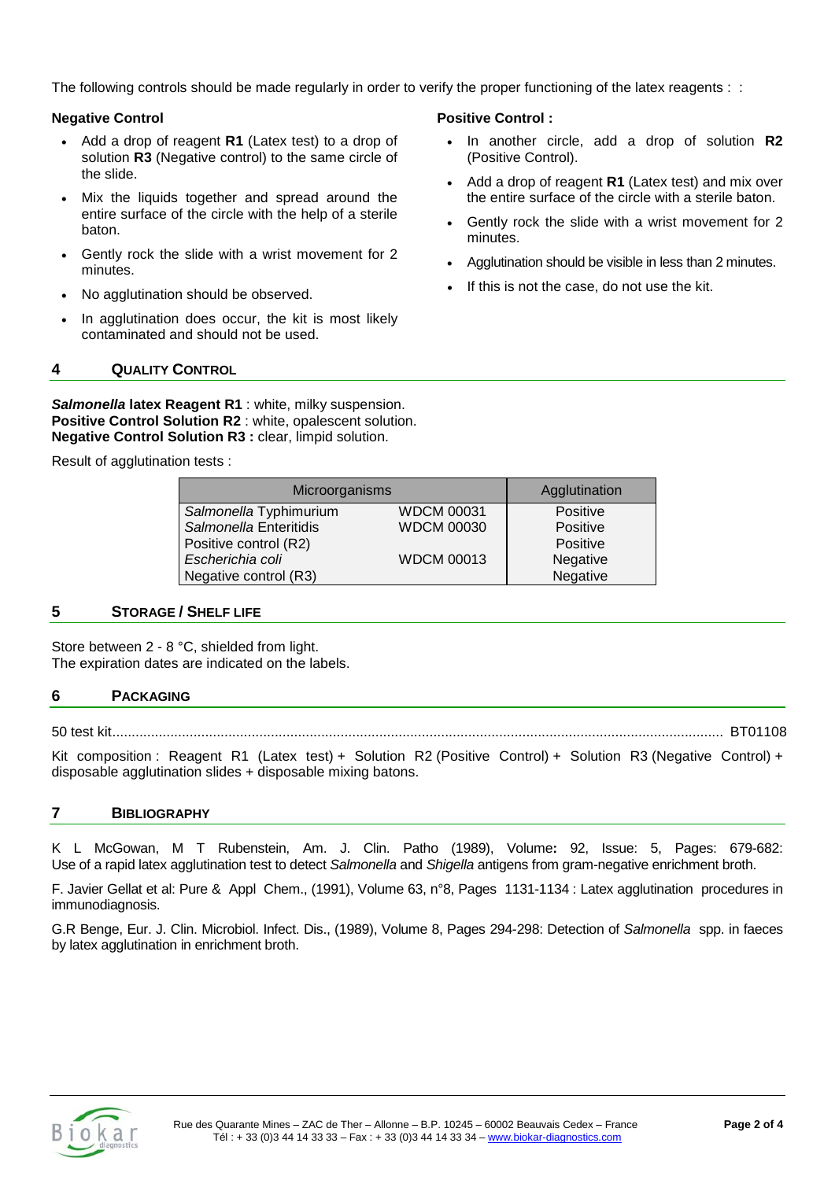The following controls should be made regularly in order to verify the proper functioning of the latex reagents : :

**Negative Control**

- Add a drop of reagent **R1** (Latex test) to a drop of solution **R3** (Negative control) to the same circle of the slide.
- Mix the liquids together and spread around the entire surface of the circle with the help of a sterile baton.
- Gently rock the slide with a wrist movement for 2 minutes.
- No agglutination should be observed.
- In agglutination does occur, the kit is most likely contaminated and should not be used.

**Positive Control :**

- In another circle, add a drop of solution **R2** (Positive Control).
- Add a drop of reagent **R1** (Latex test) and mix over the entire surface of the circle with a sterile baton.
- Gently rock the slide with a wrist movement for 2 minutes.
- Agglutination should be visible in less than 2 minutes.
- If this is not the case, do not use the kit.

## 4 QUALITY CONTROL

***Salmonella* latex Reagent R1** : white, milky suspension.
**Positive Control Solution R2** : white, opalescent solution.
**Negative Control Solution R3 :** clear, limpid solution.

Result of agglutination tests :

| Microorganisms | | Agglutination |
|---|---|---|
| *Salmonella* Typhimurium | WDCM 00031 | Positive |
| *Salmonella* Enteritidis | WDCM 00030 | Positive |
| Positive control (R2) | | Positive |
| *Escherichia coli* | WDCM 00013 | Negative |
| Negative control (R3) | | Negative |

## 5 STORAGE / SHELF LIFE

Store between 2 - 8 °C, shielded from light.
The expiration dates are indicated on the labels.

## 6 PACKAGING

50 test kit........................................................................................................................................................ BT01108

Kit composition : Reagent R1 (Latex test) + Solution R2 (Positive Control) + Solution R3 (Negative Control) + disposable agglutination slides + disposable mixing batons.

## 7 BIBLIOGRAPHY

K L McGowan, M T Rubenstein, Am. J. Clin. Patho (1989), Volume: 92, Issue: 5, Pages: 679-682: Use of a rapid latex agglutination test to detect *Salmonella* and *Shigella* antigens from gram-negative enrichment broth.

F. Javier Gellat et al: Pure & Appl Chem., (1991), Volume 63, n°8, Pages 1131-1134 : Latex agglutination procedures in immunodiagnosis.

G.R Benge, Eur. J. Clin. Microbiol. Infect. Dis., (1989), Volume 8, Pages 294-298: Detection of *Salmonella* spp. in faeces by latex agglutination in enrichment broth.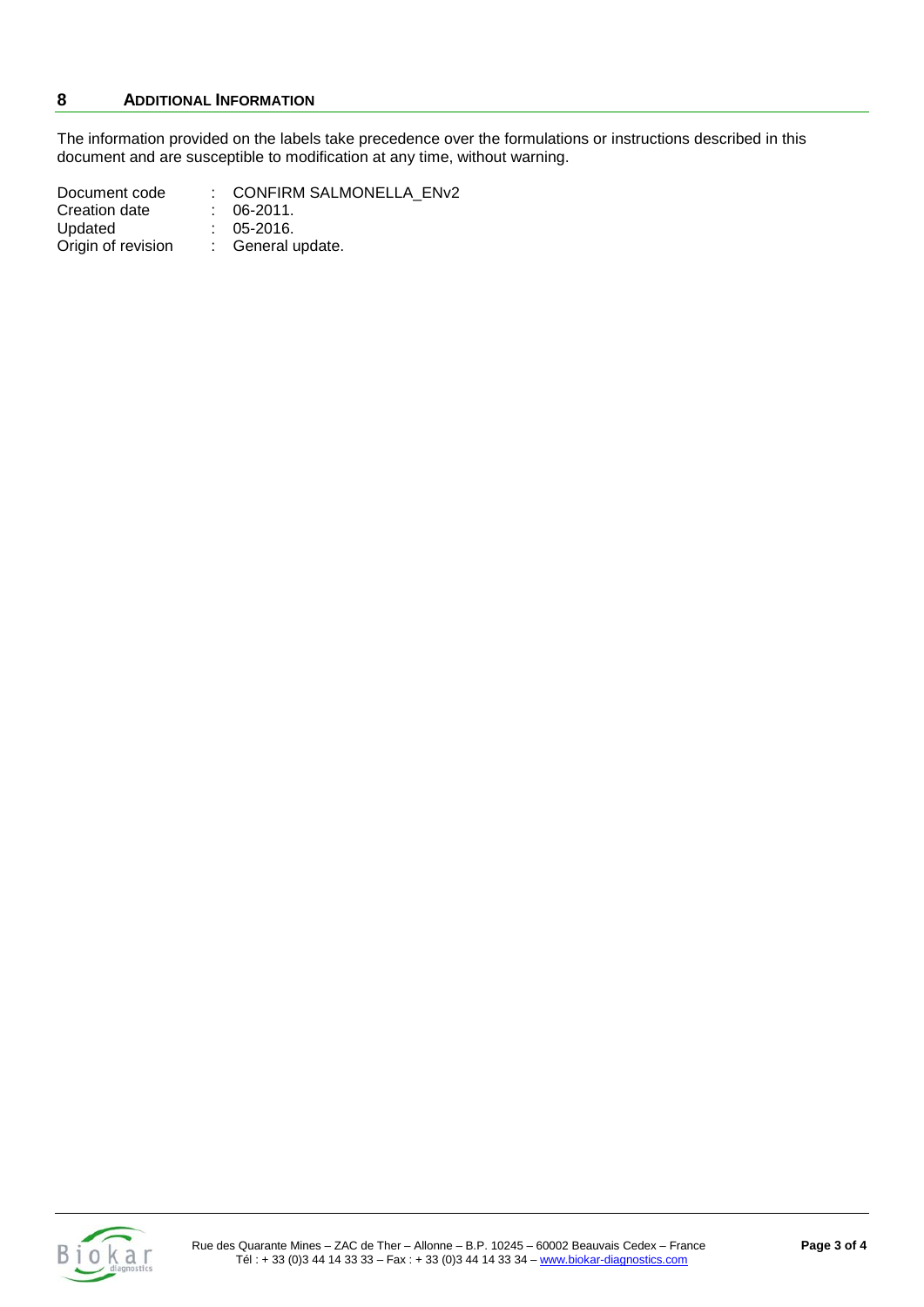## 8 ADDITIONAL INFORMATION

The information provided on the labels take precedence over the formulations or instructions described in this document and are susceptible to modification at any time, without warning.

| | | |
|---|---|---|
| Document code | : | CONFIRM SALMONELLA_ENv2 |
| Creation date | : | 06-2011. |
| Updated | : | 05-2016. |
| Origin of revision | : | General update. |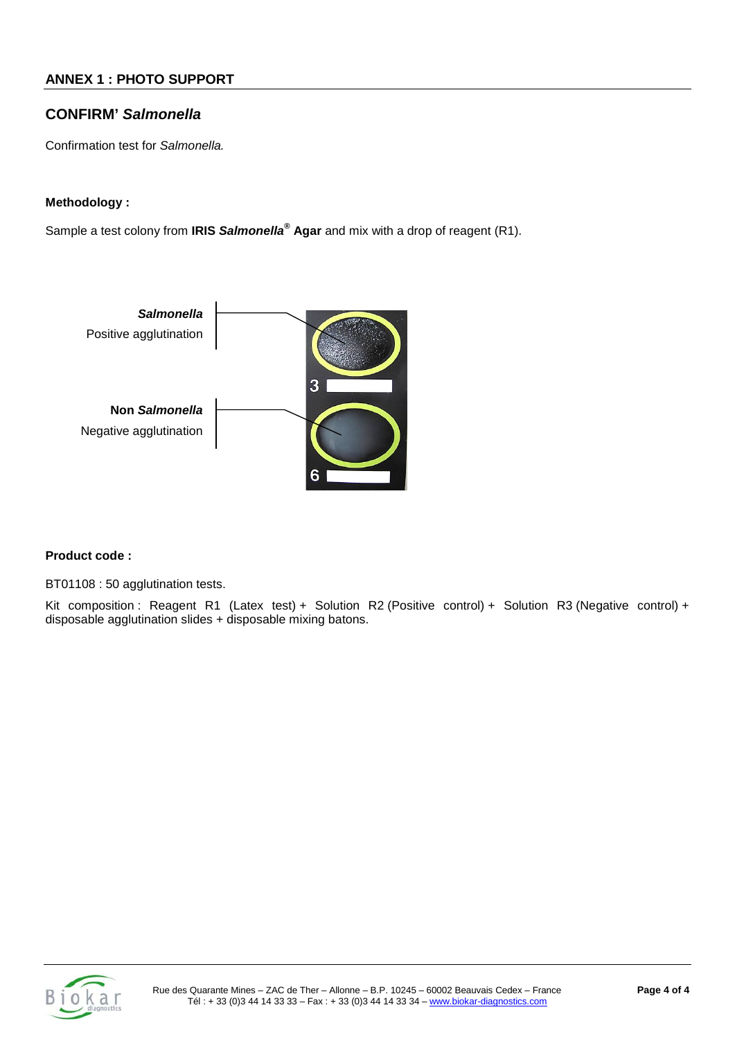## ANNEX 1 : PHOTO SUPPORT

## CONFIRM' *Salmonella*

Confirmation test for *Salmonella.*

**Methodology :**

Sample a test colony from **IRIS *Salmonella*® Agar** and mix with a drop of reagent (R1).

***Salmonella***
Positive agglutination

**Non *Salmonella***
Negative agglutination

3

6

**Product code :**

BT01108 : 50 agglutination tests.

Kit composition : Reagent R1 (Latex test) + Solution R2 (Positive control) + Solution R3 (Negative control) + disposable agglutination slides + disposable mixing batons.